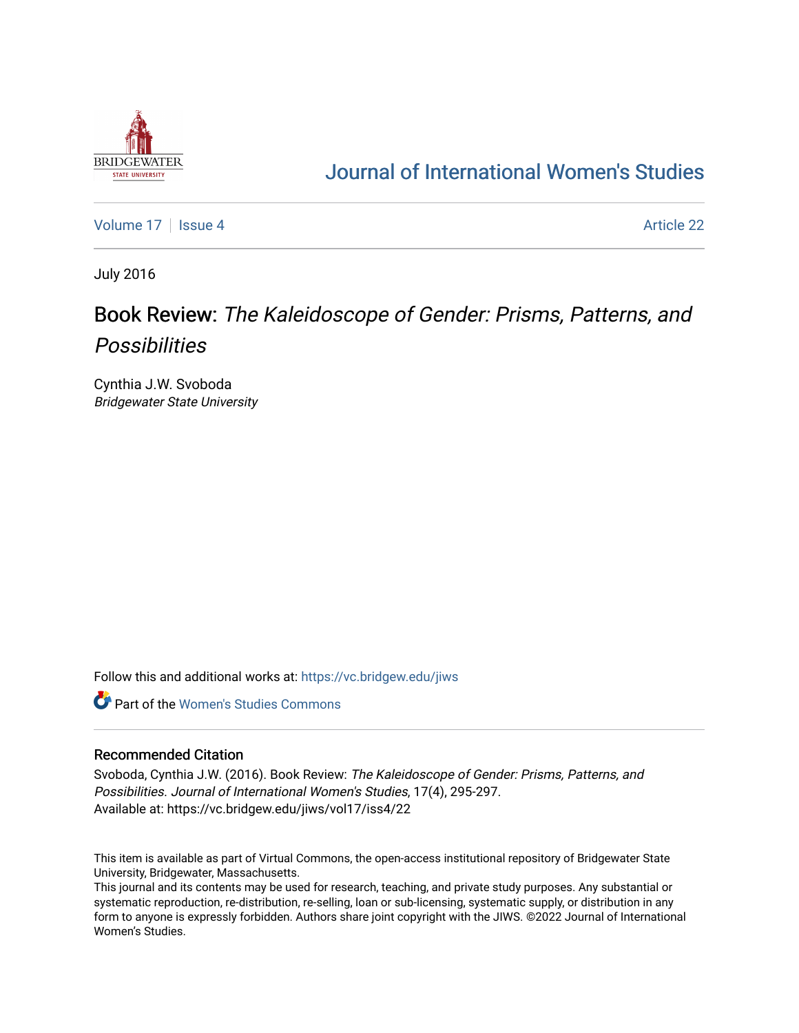# Journal of International Women's Studies

Volume 17 | Issue 4 | Article 22

July 2016

## Book Review: *The Kaleidoscope of Gender: Prisms, Patterns, and Possibilities*

Cynthia J.W. Svoboda
*Bridgewater State University*

Follow this and additional works at: https://vc.bridgew.edu/jiws

Part of the Women's Studies Commons

### Recommended Citation

Svoboda, Cynthia J.W. (2016). Book Review: *The Kaleidoscope of Gender: Prisms, Patterns, and Possibilities*. *Journal of International Women's Studies*, 17(4), 295-297.
Available at: https://vc.bridgew.edu/jiws/vol17/iss4/22

This item is available as part of Virtual Commons, the open-access institutional repository of Bridgewater State University, Bridgewater, Massachusetts.
This journal and its contents may be used for research, teaching, and private study purposes. Any substantial or systematic reproduction, re-distribution, re-selling, loan or sub-licensing, systematic supply, or distribution in any form to anyone is expressly forbidden. Authors share joint copyright with the JIWS. ©2022 Journal of International Women's Studies.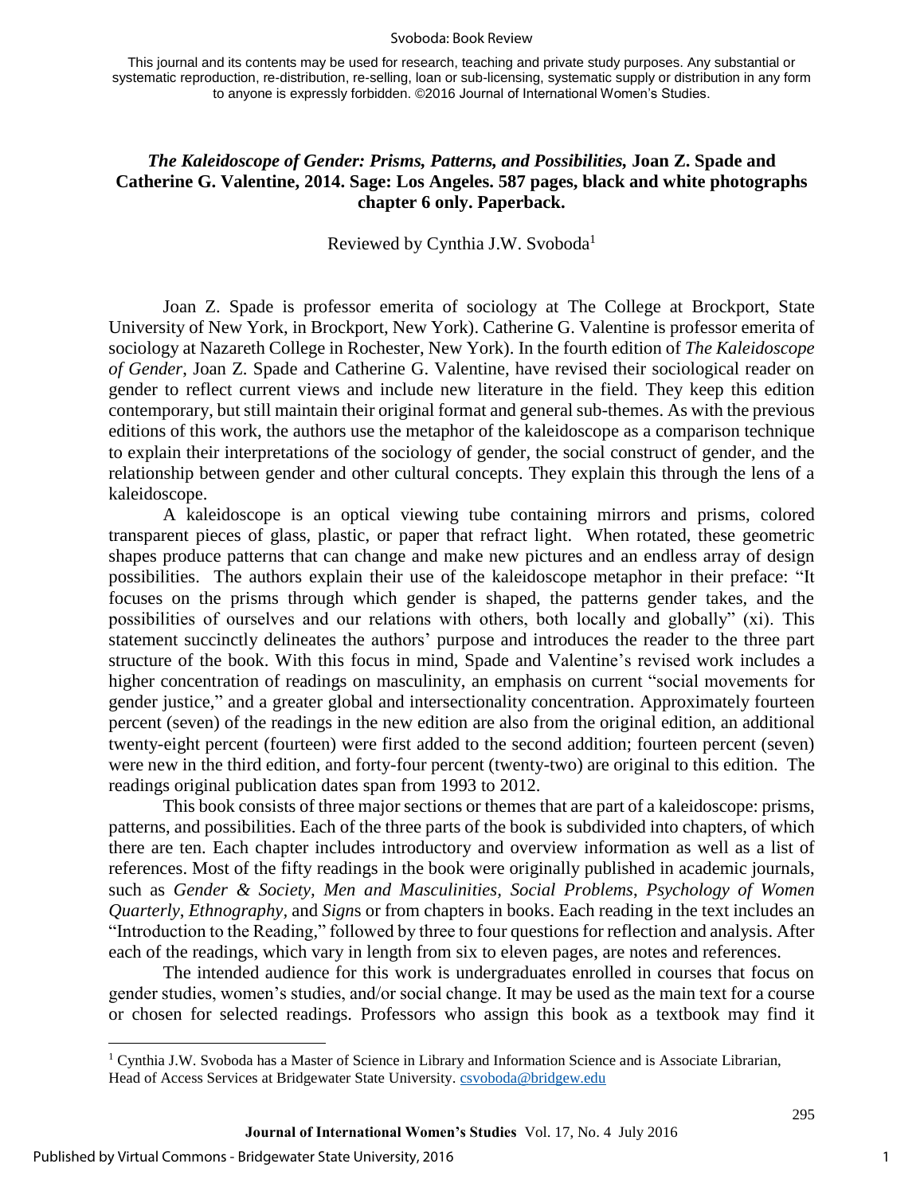## *The Kaleidoscope of Gender: Prisms, Patterns, and Possibilities,* Joan Z. Spade and Catherine G. Valentine, 2014. Sage: Los Angeles. 587 pages, black and white photographs chapter 6 only. Paperback.

Reviewed by Cynthia J.W. Svoboda[1]

Joan Z. Spade is professor emerita of sociology at The College at Brockport, State University of New York, in Brockport, New York). Catherine G. Valentine is professor emerita of sociology at Nazareth College in Rochester, New York). In the fourth edition of *The Kaleidoscope of Gender*, Joan Z. Spade and Catherine G. Valentine, have revised their sociological reader on gender to reflect current views and include new literature in the field. They keep this edition contemporary, but still maintain their original format and general sub-themes. As with the previous editions of this work, the authors use the metaphor of the kaleidoscope as a comparison technique to explain their interpretations of the sociology of gender, the social construct of gender, and the relationship between gender and other cultural concepts. They explain this through the lens of a kaleidoscope.

A kaleidoscope is an optical viewing tube containing mirrors and prisms, colored transparent pieces of glass, plastic, or paper that refract light. When rotated, these geometric shapes produce patterns that can change and make new pictures and an endless array of design possibilities. The authors explain their use of the kaleidoscope metaphor in their preface: "It focuses on the prisms through which gender is shaped, the patterns gender takes, and the possibilities of ourselves and our relations with others, both locally and globally" (xi). This statement succinctly delineates the authors' purpose and introduces the reader to the three part structure of the book. With this focus in mind, Spade and Valentine's revised work includes a higher concentration of readings on masculinity, an emphasis on current "social movements for gender justice," and a greater global and intersectionality concentration. Approximately fourteen percent (seven) of the readings in the new edition are also from the original edition, an additional twenty-eight percent (fourteen) were first added to the second addition; fourteen percent (seven) were new in the third edition, and forty-four percent (twenty-two) are original to this edition. The readings original publication dates span from 1993 to 2012.

This book consists of three major sections or themes that are part of a kaleidoscope: prisms, patterns, and possibilities. Each of the three parts of the book is subdivided into chapters, of which there are ten. Each chapter includes introductory and overview information as well as a list of references. Most of the fifty readings in the book were originally published in academic journals, such as *Gender & Society*, *Men and Masculinities*, *Social Problems*, *Psychology of Women Quarterly*, *Ethnography*, and *Signs* or from chapters in books. Each reading in the text includes an "Introduction to the Reading," followed by three to four questions for reflection and analysis. After each of the readings, which vary in length from six to eleven pages, are notes and references.

The intended audience for this work is undergraduates enrolled in courses that focus on gender studies, women's studies, and/or social change. It may be used as the main text for a course or chosen for selected readings. Professors who assign this book as a textbook may find it

[1] Cynthia J.W. Svoboda has a Master of Science in Library and Information Science and is Associate Librarian, Head of Access Services at Bridgewater State University. csvoboda@bridgew.edu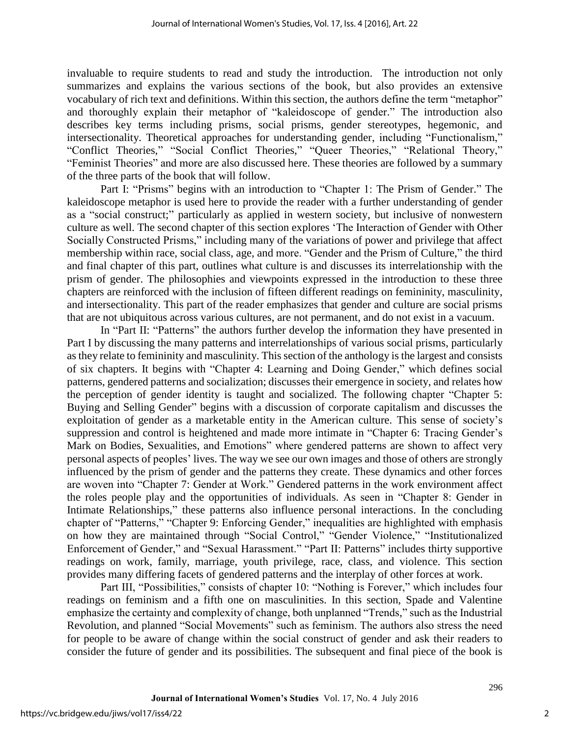invaluable to require students to read and study the introduction. The introduction not only summarizes and explains the various sections of the book, but also provides an extensive vocabulary of rich text and definitions. Within this section, the authors define the term "metaphor" and thoroughly explain their metaphor of "kaleidoscope of gender." The introduction also describes key terms including prisms, social prisms, gender stereotypes, hegemonic, and intersectionality. Theoretical approaches for understanding gender, including "Functionalism," "Conflict Theories," "Social Conflict Theories," "Queer Theories," "Relational Theory," "Feminist Theories" and more are also discussed here. These theories are followed by a summary of the three parts of the book that will follow.

Part I: "Prisms" begins with an introduction to "Chapter 1: The Prism of Gender." The kaleidoscope metaphor is used here to provide the reader with a further understanding of gender as a "social construct;" particularly as applied in western society, but inclusive of nonwestern culture as well. The second chapter of this section explores 'The Interaction of Gender with Other Socially Constructed Prisms," including many of the variations of power and privilege that affect membership within race, social class, age, and more. "Gender and the Prism of Culture," the third and final chapter of this part, outlines what culture is and discusses its interrelationship with the prism of gender. The philosophies and viewpoints expressed in the introduction to these three chapters are reinforced with the inclusion of fifteen different readings on femininity, masculinity, and intersectionality. This part of the reader emphasizes that gender and culture are social prisms that are not ubiquitous across various cultures, are not permanent, and do not exist in a vacuum.

In "Part II: "Patterns" the authors further develop the information they have presented in Part I by discussing the many patterns and interrelationships of various social prisms, particularly as they relate to femininity and masculinity. This section of the anthology is the largest and consists of six chapters. It begins with "Chapter 4: Learning and Doing Gender," which defines social patterns, gendered patterns and socialization; discusses their emergence in society, and relates how the perception of gender identity is taught and socialized. The following chapter "Chapter 5: Buying and Selling Gender" begins with a discussion of corporate capitalism and discusses the exploitation of gender as a marketable entity in the American culture. This sense of society's suppression and control is heightened and made more intimate in "Chapter 6: Tracing Gender's Mark on Bodies, Sexualities, and Emotions" where gendered patterns are shown to affect very personal aspects of peoples' lives. The way we see our own images and those of others are strongly influenced by the prism of gender and the patterns they create. These dynamics and other forces are woven into "Chapter 7: Gender at Work." Gendered patterns in the work environment affect the roles people play and the opportunities of individuals. As seen in "Chapter 8: Gender in Intimate Relationships," these patterns also influence personal interactions. In the concluding chapter of "Patterns," "Chapter 9: Enforcing Gender," inequalities are highlighted with emphasis on how they are maintained through "Social Control," "Gender Violence," "Institutionalized Enforcement of Gender," and "Sexual Harassment." "Part II: Patterns" includes thirty supportive readings on work, family, marriage, youth privilege, race, class, and violence. This section provides many differing facets of gendered patterns and the interplay of other forces at work.

Part III, "Possibilities," consists of chapter 10: "Nothing is Forever," which includes four readings on feminism and a fifth one on masculinities. In this section, Spade and Valentine emphasize the certainty and complexity of change, both unplanned "Trends," such as the Industrial Revolution, and planned "Social Movements" such as feminism. The authors also stress the need for people to be aware of change within the social construct of gender and ask their readers to consider the future of gender and its possibilities. The subsequent and final piece of the book is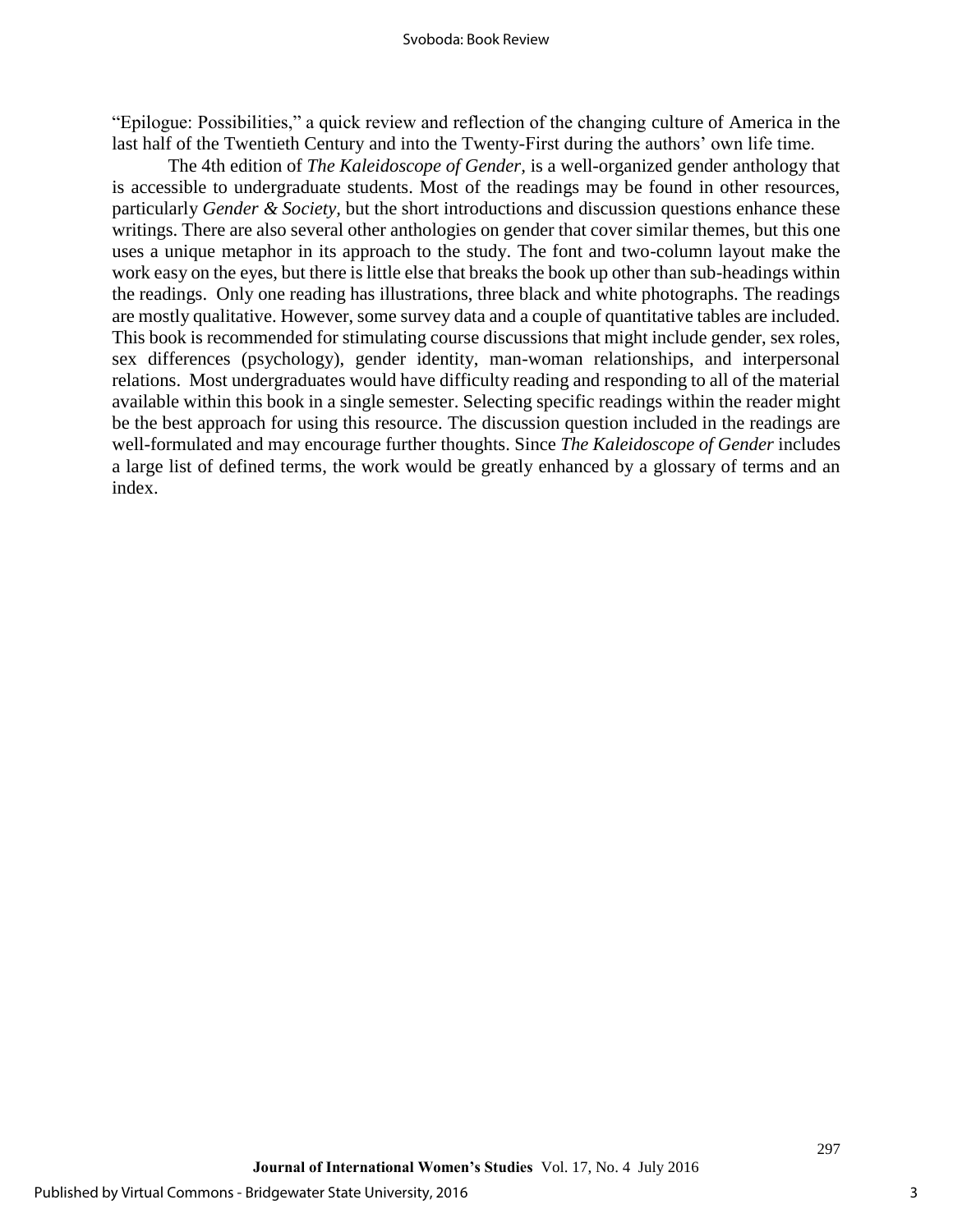"Epilogue: Possibilities," a quick review and reflection of the changing culture of America in the last half of the Twentieth Century and into the Twenty-First during the authors' own life time.

The 4th edition of *The Kaleidoscope of Gender,* is a well-organized gender anthology that is accessible to undergraduate students. Most of the readings may be found in other resources, particularly *Gender & Society,* but the short introductions and discussion questions enhance these writings. There are also several other anthologies on gender that cover similar themes, but this one uses a unique metaphor in its approach to the study. The font and two-column layout make the work easy on the eyes, but there is little else that breaks the book up other than sub-headings within the readings. Only one reading has illustrations, three black and white photographs. The readings are mostly qualitative. However, some survey data and a couple of quantitative tables are included. This book is recommended for stimulating course discussions that might include gender, sex roles, sex differences (psychology), gender identity, man-woman relationships, and interpersonal relations. Most undergraduates would have difficulty reading and responding to all of the material available within this book in a single semester. Selecting specific readings within the reader might be the best approach for using this resource. The discussion question included in the readings are well-formulated and may encourage further thoughts. Since *The Kaleidoscope of Gender* includes a large list of defined terms, the work would be greatly enhanced by a glossary of terms and an index.